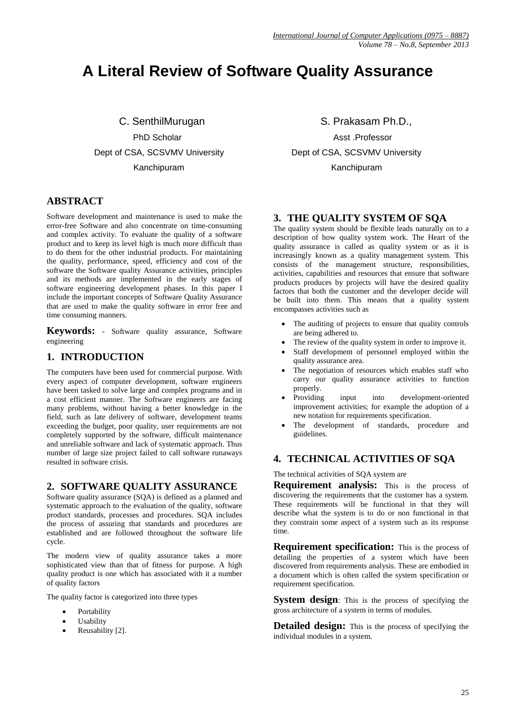# A Literal Review of Software Quality Assurance

C. SenthilMurugan
PhD Scholar
Dept of CSA, SCSVMV University
Kanchipuram

S. Prakasam Ph.D.,
Asst .Professor
Dept of CSA, SCSVMV University
Kanchipuram

## ABSTRACT

Software development and maintenance is used to make the error-free Software and also concentrate on time-consuming and complex activity. To evaluate the quality of a software product and to keep its level high is much more difficult than to do them for the other industrial products. For maintaining the quality, performance, speed, efficiency and cost of the software the Software quality Assurance activities, principles and its methods are implemented in the early stages of software engineering development phases. In this paper I include the important concepts of Software Quality Assurance that are used to make the quality software in error free and time consuming manners.

**Keywords:** - Software quality assurance, Software engineering

## 1. INTRODUCTION

The computers have been used for commercial purpose. With every aspect of computer development, software engineers have been tasked to solve large and complex programs and in a cost efficient manner. The Software engineers are facing many problems, without having a better knowledge in the field, such as late delivery of software, development teams exceeding the budget, poor quality, user requirements are not completely supported by the software, difficult maintenance and unreliable software and lack of systematic approach. Thus number of large size project failed to call software runaways resulted in software crisis.

## 2. SOFTWARE QUALITY ASSURANCE

Software quality assurance (SQA) is defined as a planned and systematic approach to the evaluation of the quality, software product standards, processes and procedures. SQA includes the process of assuring that standards and procedures are established and are followed throughout the software life cycle.

The modern view of quality assurance takes a more sophisticated view than that of fitness for purpose. A high quality product is one which has associated with it a number of quality factors

The quality factor is categorized into three types

- Portability
- Usability
- Reusability [2].

## 3. THE QUALITY SYSTEM OF SQA

The quality system should be flexible leads naturally on to a description of how quality system work. The Heart of the quality assurance is called as quality system or as it is increasingly known as a quality management system. This consists of the management structure, responsibilities, activities, capabilities and resources that ensure that software products produces by projects will have the desired quality factors that both the customer and the developer decide will be built into them. This means that a quality system encompasses activities such as

- The auditing of projects to ensure that quality controls are being adhered to.
- The review of the quality system in order to improve it.
- Staff development of personnel employed within the quality assurance area.
- The negotiation of resources which enables staff who carry our quality assurance activities to function properly.
- Providing input into development-oriented improvement activities; for example the adoption of a new notation for requirements specification.
- The development of standards, procedure and guidelines.

## 4. TECHNICAL ACTIVITIES OF SQA

The technical activities of SQA system are

**Requirement analysis:** This is the process of discovering the requirements that the customer has a system. These requirements will be functional in that they will describe what the system is to do or non functional in that they constrain some aspect of a system such as its response time.

**Requirement specification:** This is the process of detailing the properties of a system which have been discovered from requirements analysis. These are embodied in a document which is often called the system specification or requirement specification.

**System design**: This is the process of specifying the gross architecture of a system in terms of modules.

**Detailed design:** This is the process of specifying the individual modules in a system.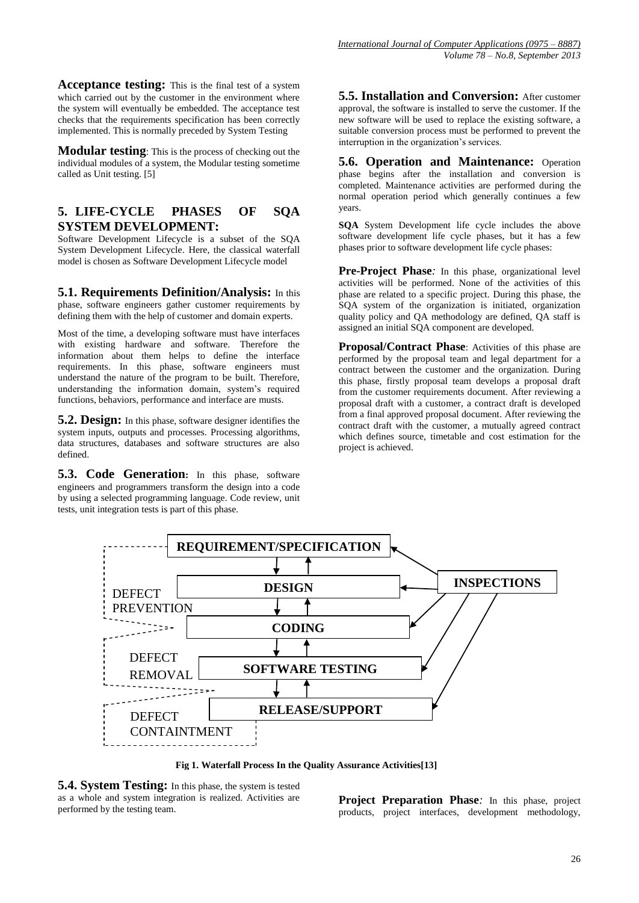**Acceptance testing:** This is the final test of a system which carried out by the customer in the environment where the system will eventually be embedded. The acceptance test checks that the requirements specification has been correctly implemented. This is normally preceded by System Testing

**Modular testing**: This is the process of checking out the individual modules of a system, the Modular testing sometime called as Unit testing. [5]

## 5. LIFE-CYCLE PHASES OF SQA SYSTEM DEVELOPMENT:

Software Development Lifecycle is a subset of the SQA System Development Lifecycle. Here, the classical waterfall model is chosen as Software Development Lifecycle model

### 5.1. Requirements Definition/Analysis:

In this phase, software engineers gather customer requirements by defining them with the help of customer and domain experts.

Most of the time, a developing software must have interfaces with existing hardware and software. Therefore the information about them helps to define the interface requirements. In this phase, software engineers must understand the nature of the program to be built. Therefore, understanding the information domain, system's required functions, behaviors, performance and interface are musts.

### 5.2. Design:

In this phase, software designer identifies the system inputs, outputs and processes. Processing algorithms, data structures, databases and software structures are also defined.

### 5.3. Code Generation:

In this phase, software engineers and programmers transform the design into a code by using a selected programming language. Code review, unit tests, unit integration tests is part of this phase.

### 5.4. System Testing:

In this phase, the system is tested as a whole and system integration is realized. Activities are performed by the testing team.

### 5.5. Installation and Conversion:

After customer approval, the software is installed to serve the customer. If the new software will be used to replace the existing software, a suitable conversion process must be performed to prevent the interruption in the organization's services.

### 5.6. Operation and Maintenance:

Operation phase begins after the installation and conversion is completed. Maintenance activities are performed during the normal operation period which generally continues a few years.

**SQA** System Development life cycle includes the above software development life cycle phases, but it has a few phases prior to software development life cycle phases:

**Pre-Project Phase***:* In this phase, organizational level activities will be performed. None of the activities of this phase are related to a specific project. During this phase, the SQA system of the organization is initiated, organization quality policy and QA methodology are defined, QA staff is assigned an initial SQA component are developed.

**Proposal/Contract Phase**: Activities of this phase are performed by the proposal team and legal department for a contract between the customer and the organization. During this phase, firstly proposal team develops a proposal draft from the customer requirements document. After reviewing a proposal draft with a customer, a contract draft is developed from a final approved proposal document. After reviewing the contract draft with the customer, a mutually agreed contract which defines source, timetable and cost estimation for the project is achieved.

**Fig 1. Waterfall Process In the Quality Assurance Activities[13]**

**Project Preparation Phase***:* In this phase, project products, project interfaces, development methodology,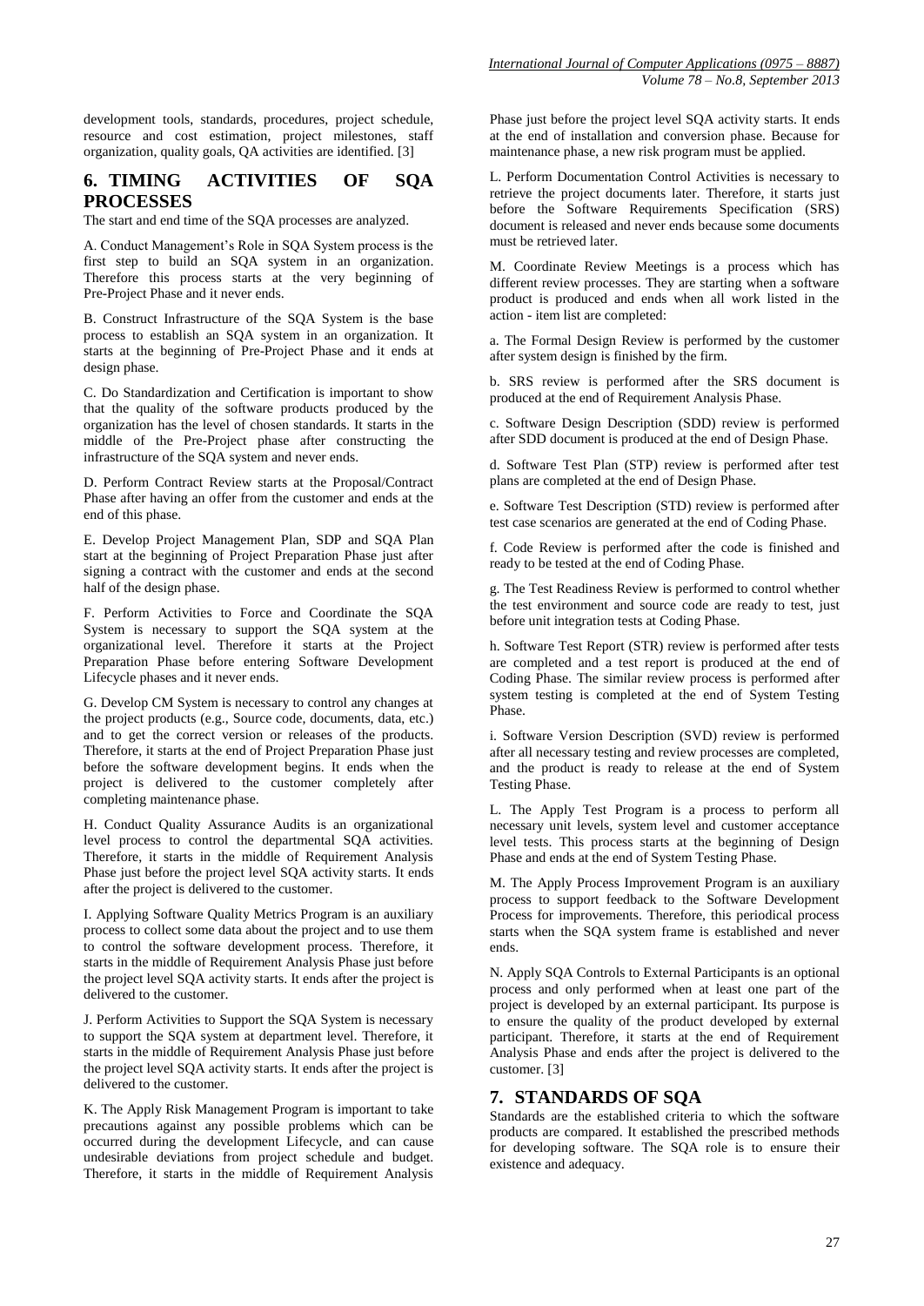development tools, standards, procedures, project schedule, resource and cost estimation, project milestones, staff organization, quality goals, QA activities are identified. [3]

## 6. TIMING ACTIVITIES OF SQA PROCESSES

The start and end time of the SQA processes are analyzed.

A. Conduct Management's Role in SQA System process is the first step to build an SQA system in an organization. Therefore this process starts at the very beginning of Pre-Project Phase and it never ends.

B. Construct Infrastructure of the SQA System is the base process to establish an SQA system in an organization. It starts at the beginning of Pre-Project Phase and it ends at design phase.

C. Do Standardization and Certification is important to show that the quality of the software products produced by the organization has the level of chosen standards. It starts in the middle of the Pre-Project phase after constructing the infrastructure of the SQA system and never ends.

D. Perform Contract Review starts at the Proposal/Contract Phase after having an offer from the customer and ends at the end of this phase.

E. Develop Project Management Plan, SDP and SQA Plan start at the beginning of Project Preparation Phase just after signing a contract with the customer and ends at the second half of the design phase.

F. Perform Activities to Force and Coordinate the SQA System is necessary to support the SQA system at the organizational level. Therefore it starts at the Project Preparation Phase before entering Software Development Lifecycle phases and it never ends.

G. Develop CM System is necessary to control any changes at the project products (e.g., Source code, documents, data, etc.) and to get the correct version or releases of the products. Therefore, it starts at the end of Project Preparation Phase just before the software development begins. It ends when the project is delivered to the customer completely after completing maintenance phase.

H. Conduct Quality Assurance Audits is an organizational level process to control the departmental SQA activities. Therefore, it starts in the middle of Requirement Analysis Phase just before the project level SQA activity starts. It ends after the project is delivered to the customer.

I. Applying Software Quality Metrics Program is an auxiliary process to collect some data about the project and to use them to control the software development process. Therefore, it starts in the middle of Requirement Analysis Phase just before the project level SQA activity starts. It ends after the project is delivered to the customer.

J. Perform Activities to Support the SQA System is necessary to support the SQA system at department level. Therefore, it starts in the middle of Requirement Analysis Phase just before the project level SQA activity starts. It ends after the project is delivered to the customer.

K. The Apply Risk Management Program is important to take precautions against any possible problems which can be occurred during the development Lifecycle, and can cause undesirable deviations from project schedule and budget. Therefore, it starts in the middle of Requirement Analysis Phase just before the project level SQA activity starts. It ends at the end of installation and conversion phase. Because for maintenance phase, a new risk program must be applied.

L. Perform Documentation Control Activities is necessary to retrieve the project documents later. Therefore, it starts just before the Software Requirements Specification (SRS) document is released and never ends because some documents must be retrieved later.

M. Coordinate Review Meetings is a process which has different review processes. They are starting when a software product is produced and ends when all work listed in the action - item list are completed:

a. The Formal Design Review is performed by the customer after system design is finished by the firm.

b. SRS review is performed after the SRS document is produced at the end of Requirement Analysis Phase.

c. Software Design Description (SDD) review is performed after SDD document is produced at the end of Design Phase.

d. Software Test Plan (STP) review is performed after test plans are completed at the end of Design Phase.

e. Software Test Description (STD) review is performed after test case scenarios are generated at the end of Coding Phase.

f. Code Review is performed after the code is finished and ready to be tested at the end of Coding Phase.

g. The Test Readiness Review is performed to control whether the test environment and source code are ready to test, just before unit integration tests at Coding Phase.

h. Software Test Report (STR) review is performed after tests are completed and a test report is produced at the end of Coding Phase. The similar review process is performed after system testing is completed at the end of System Testing Phase.

i. Software Version Description (SVD) review is performed after all necessary testing and review processes are completed, and the product is ready to release at the end of System Testing Phase.

L. The Apply Test Program is a process to perform all necessary unit levels, system level and customer acceptance level tests. This process starts at the beginning of Design Phase and ends at the end of System Testing Phase.

M. The Apply Process Improvement Program is an auxiliary process to support feedback to the Software Development Process for improvements. Therefore, this periodical process starts when the SQA system frame is established and never ends.

N. Apply SQA Controls to External Participants is an optional process and only performed when at least one part of the project is developed by an external participant. Its purpose is to ensure the quality of the product developed by external participant. Therefore, it starts at the end of Requirement Analysis Phase and ends after the project is delivered to the customer. [3]

## 7. STANDARDS OF SQA

Standards are the established criteria to which the software products are compared. It established the prescribed methods for developing software. The SQA role is to ensure their existence and adequacy.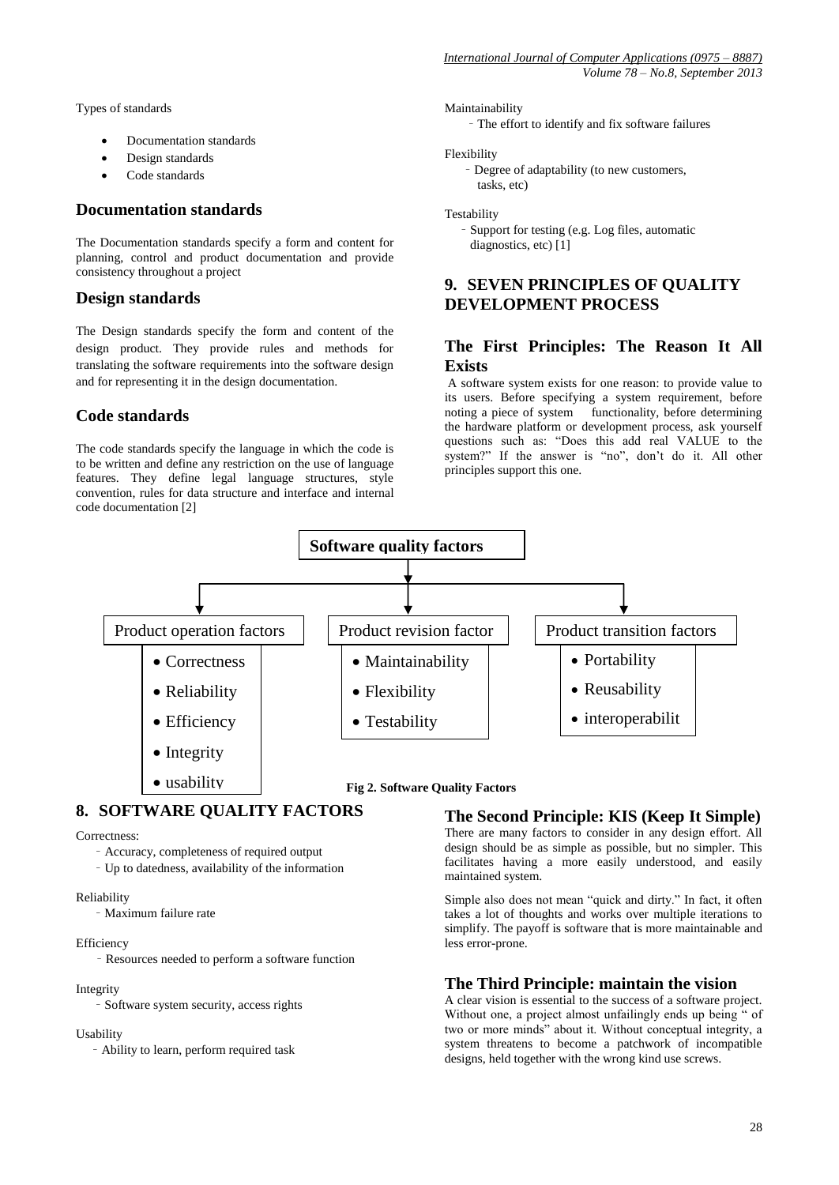Types of standards

- Documentation standards
- Design standards
- Code standards

### Documentation standards

The Documentation standards specify a form and content for planning, control and product documentation and provide consistency throughout a project

### Design standards

The Design standards specify the form and content of the design product. They provide rules and methods for translating the software requirements into the software design and for representing it in the design documentation.

### Code standards

The code standards specify the language in which the code is to be written and define any restriction on the use of language features. They define legal language structures, style convention, rules for data structure and interface and internal code documentation [2]

Software quality factors

- Product operation factors
  - Correctness
  - Reliability
  - Efficiency
  - Integrity
  - usability
- Product revision factor
  - Maintainability
  - Flexibility
  - Testability
- Product transition factors
  - Portability
  - Reusability
  - interoperabilit

**Fig 2. Software Quality Factors**

## 8. SOFTWARE QUALITY FACTORS

Correctness:

- Accuracy, completeness of required output
- Up to datedness, availability of the information

Reliability

- Maximum failure rate

Efficiency

- Resources needed to perform a software function

Integrity

- Software system security, access rights

Usability

- Ability to learn, perform required task

Maintainability

- The effort to identify and fix software failures

Flexibility

- Degree of adaptability (to new customers, tasks, etc)

Testability

- Support for testing (e.g. Log files, automatic diagnostics, etc) [1]

## 9. SEVEN PRINCIPLES OF QUALITY DEVELOPMENT PROCESS

### The First Principles: The Reason It All Exists

A software system exists for one reason: to provide value to its users. Before specifying a system requirement, before noting a piece of system functionality, before determining the hardware platform or development process, ask yourself questions such as: "Does this add real VALUE to the system?" If the answer is "no", don't do it. All other principles support this one.

### The Second Principle: KIS (Keep It Simple)

There are many factors to consider in any design effort. All design should be as simple as possible, but no simpler. This facilitates having a more easily understood, and easily maintained system.

Simple also does not mean "quick and dirty." In fact, it often takes a lot of thoughts and works over multiple iterations to simplify. The payoff is software that is more maintainable and less error-prone.

### The Third Principle: maintain the vision

A clear vision is essential to the success of a software project. Without one, a project almost unfailingly ends up being " of two or more minds" about it. Without conceptual integrity, a system threatens to become a patchwork of incompatible designs, held together with the wrong kind use screws.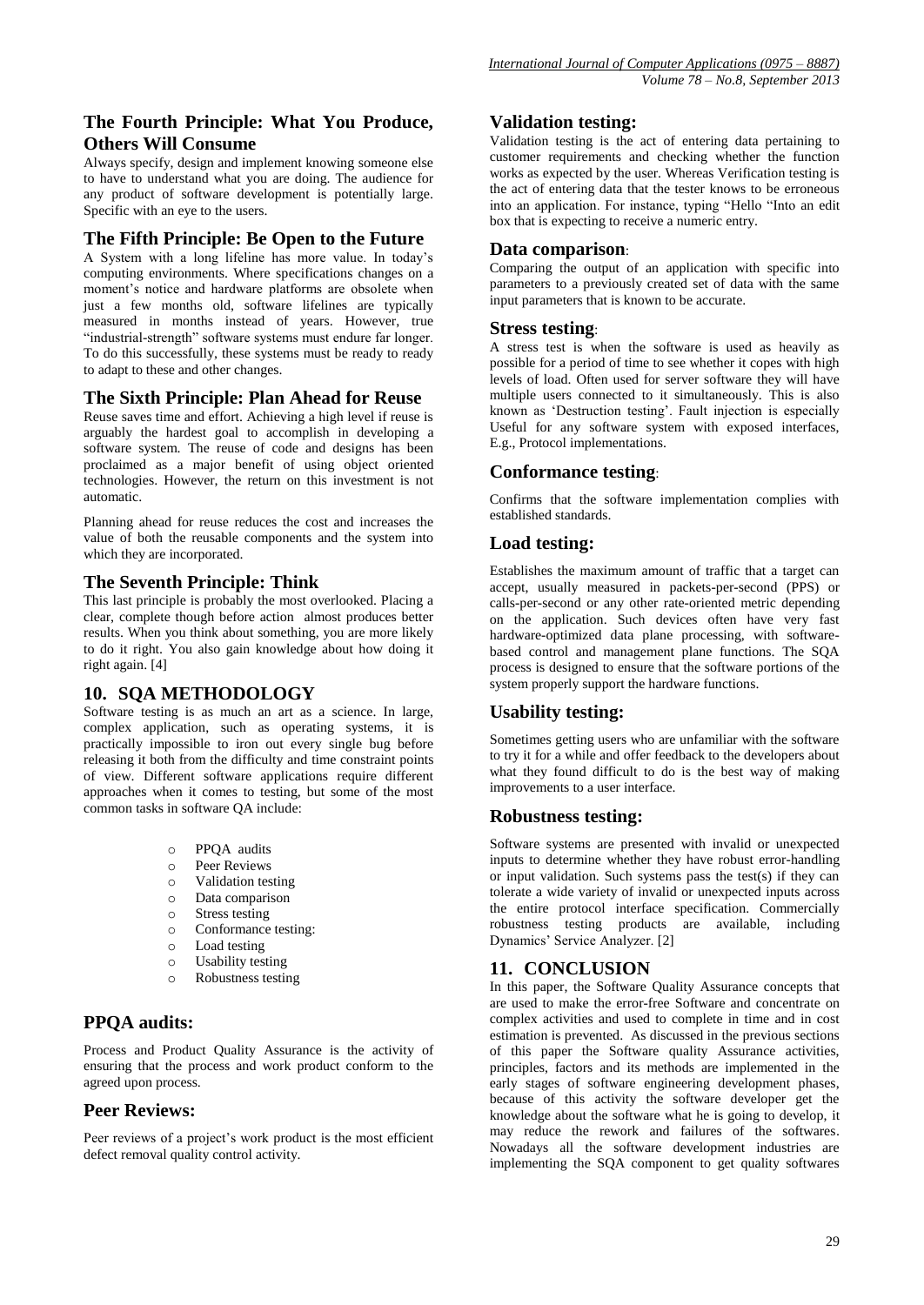## The Fourth Principle: What You Produce, Others Will Consume

Always specify, design and implement knowing someone else to have to understand what you are doing. The audience for any product of software development is potentially large. Specific with an eye to the users.

## The Fifth Principle: Be Open to the Future

A System with a long lifeline has more value. In today's computing environments. Where specifications changes on a moment's notice and hardware platforms are obsolete when just a few months old, software lifelines are typically measured in months instead of years. However, true "industrial-strength" software systems must endure far longer. To do this successfully, these systems must be ready to ready to adapt to these and other changes.

## The Sixth Principle: Plan Ahead for Reuse

Reuse saves time and effort. Achieving a high level if reuse is arguably the hardest goal to accomplish in developing a software system. The reuse of code and designs has been proclaimed as a major benefit of using object oriented technologies. However, the return on this investment is not automatic.

Planning ahead for reuse reduces the cost and increases the value of both the reusable components and the system into which they are incorporated.

## The Seventh Principle: Think

This last principle is probably the most overlooked. Placing a clear, complete though before action almost produces better results. When you think about something, you are more likely to do it right. You also gain knowledge about how doing it right again. [4]

# 10. SQA METHODOLOGY

Software testing is as much an art as a science. In large, complex application, such as operating systems, it is practically impossible to iron out every single bug before releasing it both from the difficulty and time constraint points of view. Different software applications require different approaches when it comes to testing, but some of the most common tasks in software QA include:

- PPQA audits
- Peer Reviews
- Validation testing
- Data comparison
- Stress testing
- Conformance testing:
- Load testing
- Usability testing
- Robustness testing

## PPQA audits:

Process and Product Quality Assurance is the activity of ensuring that the process and work product conform to the agreed upon process.

## Peer Reviews:

Peer reviews of a project's work product is the most efficient defect removal quality control activity.

## Validation testing:

Validation testing is the act of entering data pertaining to customer requirements and checking whether the function works as expected by the user. Whereas Verification testing is the act of entering data that the tester knows to be erroneous into an application. For instance, typing "Hello "Into an edit box that is expecting to receive a numeric entry.

## Data comparison:

Comparing the output of an application with specific into parameters to a previously created set of data with the same input parameters that is known to be accurate.

## Stress testing:

A stress test is when the software is used as heavily as possible for a period of time to see whether it copes with high levels of load. Often used for server software they will have multiple users connected to it simultaneously. This is also known as 'Destruction testing'. Fault injection is especially Useful for any software system with exposed interfaces, E.g., Protocol implementations.

## Conformance testing:

Confirms that the software implementation complies with established standards.

## Load testing:

Establishes the maximum amount of traffic that a target can accept, usually measured in packets-per-second (PPS) or calls-per-second or any other rate-oriented metric depending on the application. Such devices often have very fast hardware-optimized data plane processing, with software-based control and management plane functions. The SQA process is designed to ensure that the software portions of the system properly support the hardware functions.

## Usability testing:

Sometimes getting users who are unfamiliar with the software to try it for a while and offer feedback to the developers about what they found difficult to do is the best way of making improvements to a user interface.

## Robustness testing:

Software systems are presented with invalid or unexpected inputs to determine whether they have robust error-handling or input validation. Such systems pass the test(s) if they can tolerate a wide variety of invalid or unexpected inputs across the entire protocol interface specification. Commercially robustness testing products are available, including Dynamics' Service Analyzer. [2]

# 11. CONCLUSION

In this paper, the Software Quality Assurance concepts that are used to make the error-free Software and concentrate on complex activities and used to complete in time and in cost estimation is prevented. As discussed in the previous sections of this paper the Software quality Assurance activities, principles, factors and its methods are implemented in the early stages of software engineering development phases, because of this activity the software developer get the knowledge about the software what he is going to develop, it may reduce the rework and failures of the softwares. Nowadays all the software development industries are implementing the SQA component to get quality softwares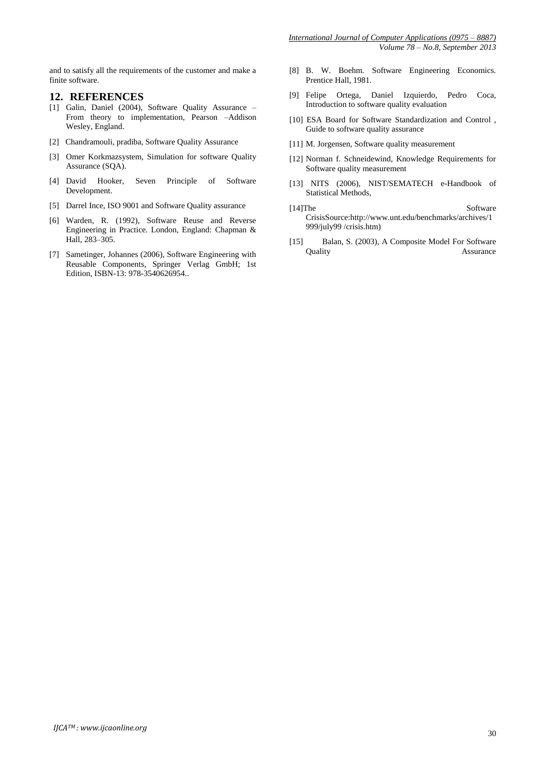and to satisfy all the requirements of the customer and make a finite software.

## 12. REFERENCES

[1] Galin, Daniel (2004), Software Quality Assurance – From theory to implementation, Pearson –Addison Wesley, England.

[2] Chandramouli, pradiba, Software Quality Assurance

[3] Omer Korkmazsystem, Simulation for software Quality Assurance (SQA).

[4] David Hooker, Seven Principle of Software Development.

[5] Darrel Ince, ISO 9001 and Software Quality assurance

[6] Warden, R. (1992), Software Reuse and Reverse Engineering in Practice. London, England: Chapman & Hall, 283–305.

[7] Sametinger, Johannes (2006), Software Engineering with Reusable Components, Springer Verlag GmbH; 1st Edition, ISBN-13: 978-3540626954..

[8] B. W. Boehm. Software Engineering Economics. Prentice Hall, 1981.

[9] Felipe Ortega, Daniel Izquierdo, Pedro Coca, Introduction to software quality evaluation

[10] ESA Board for Software Standardization and Control , Guide to software quality assurance

[11] M. Jorgensen, Software quality measurement

[12] Norman f. Schneidewind, Knowledge Requirements for Software quality measurement

[13] NITS (2006), NIST/SEMATECH e-Handbook of Statistical Methods,

[14]The Software CrisisSource:http://www.unt.edu/benchmarks/archives/1999/july99 /crisis.htm)

[15] Balan, S. (2003), A Composite Model For Software Quality Assurance